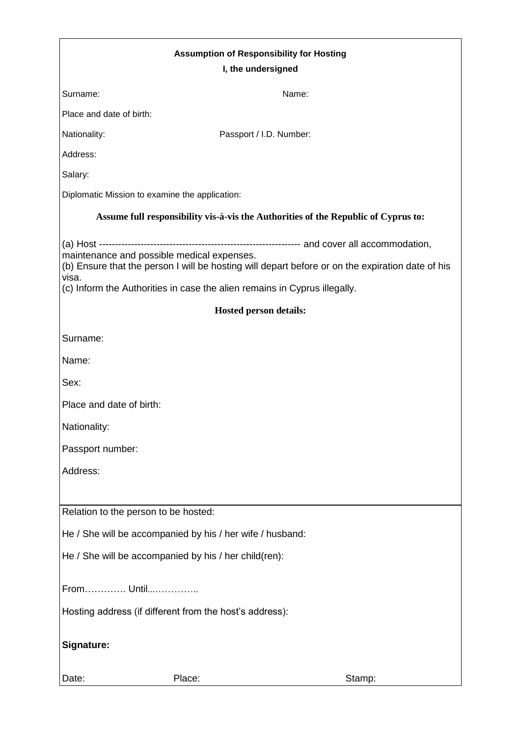**Assumption of Responsibility for Hosting**

**I, the undersigned**

Surname: Name:

Place and date of birth:

Nationality: Passport / I.D. Number:

Address:

Salary:

Diplomatic Mission to examine the application:

**Assume full responsibility vis-à-vis the Authorities of the Republic of Cyprus to:**

(a) Host -------------------------------------------------------------- and cover all accommodation, maintenance and possible medical expenses.
(b) Ensure that the person I will be hosting will depart before or on the expiration date of his visa.
(c) Inform the Authorities in case the alien remains in Cyprus illegally.

**Hosted person details:**

Surname:

Name:

Sex:

Place and date of birth:

Nationality:

Passport number:

Address:

Relation to the person to be hosted:

He / She will be accompanied by his / her wife / husband:

He / She will be accompanied by his / her child(ren):

From…………. Until...…………..

Hosting address (if different from the host's address):

**Signature:**

Date: Place: Stamp: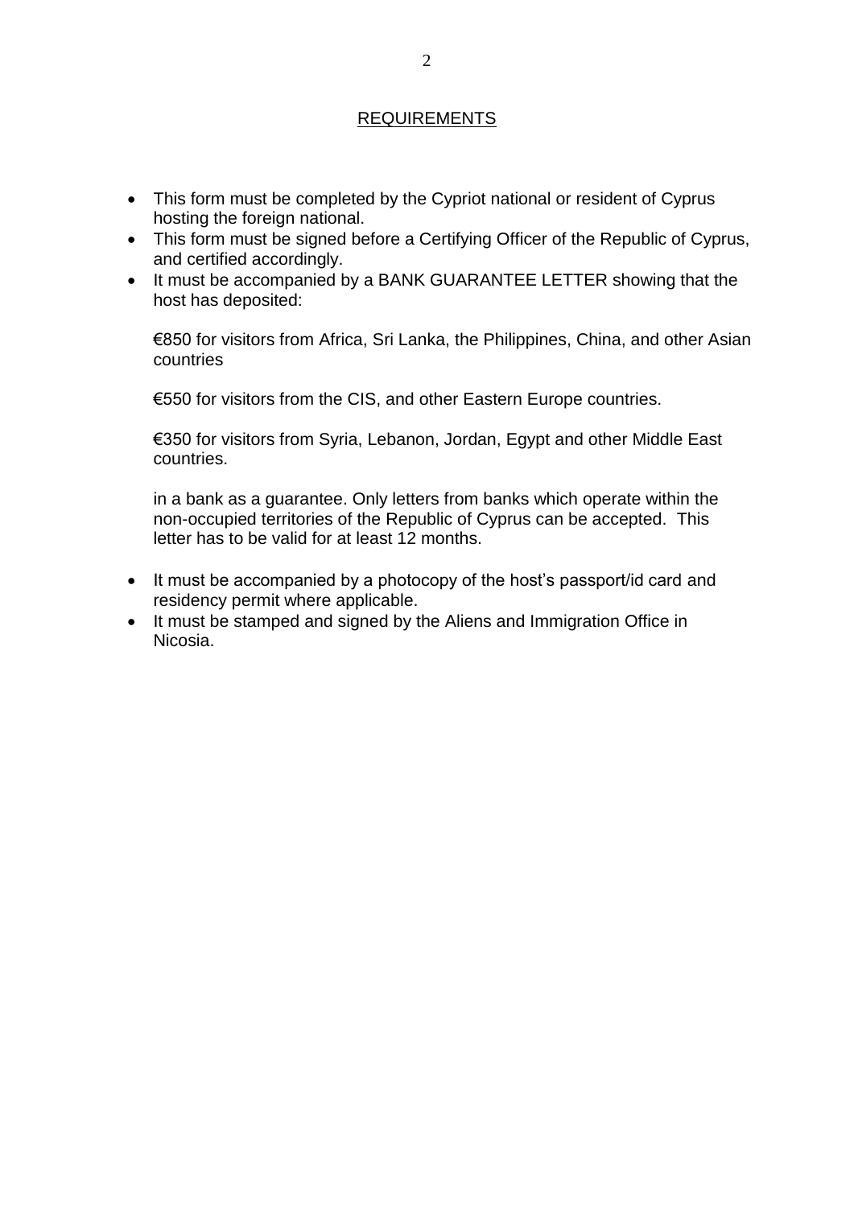## REQUIREMENTS

- This form must be completed by the Cypriot national or resident of Cyprus hosting the foreign national.
- This form must be signed before a Certifying Officer of the Republic of Cyprus, and certified accordingly.
- It must be accompanied by a BANK GUARANTEE LETTER showing that the host has deposited:

  €850 for visitors from Africa, Sri Lanka, the Philippines, China, and other Asian countries

  €550 for visitors from the CIS, and other Eastern Europe countries.

  €350 for visitors from Syria, Lebanon, Jordan, Egypt and other Middle East countries.

  in a bank as a guarantee. Only letters from banks which operate within the non-occupied territories of the Republic of Cyprus can be accepted. This letter has to be valid for at least 12 months.

- It must be accompanied by a photocopy of the host's passport/id card and residency permit where applicable.
- It must be stamped and signed by the Aliens and Immigration Office in Nicosia.